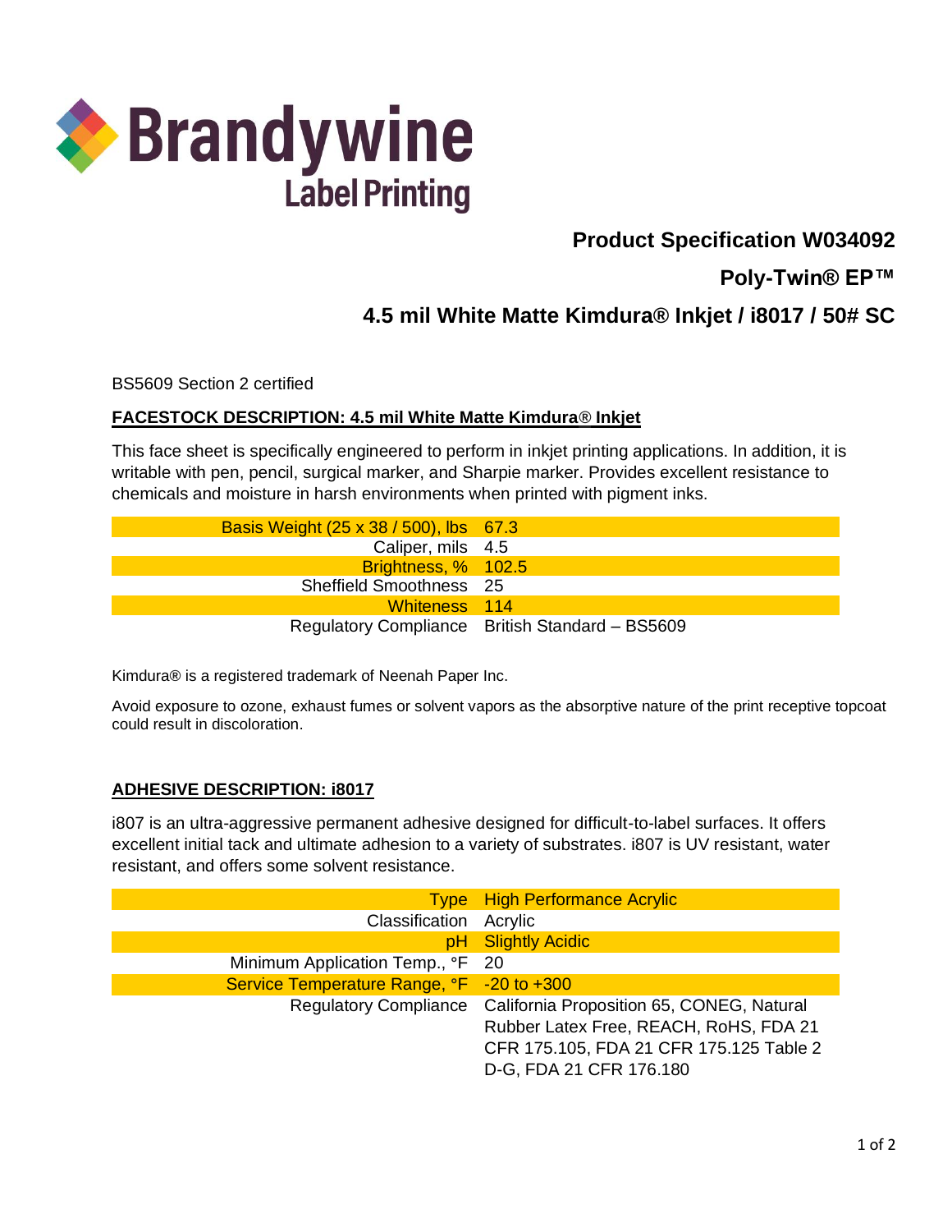**Brandywine**
**Label Printing**

# Product Specification W034092

## Poly-Twin® EP™

## 4.5 mil White Matte Kimdura® Inkjet / i8017 / 50# SC

BS5609 Section 2 certified

**FACESTOCK DESCRIPTION: 4.5 mil White Matte Kimdura® Inkjet**

This face sheet is specifically engineered to perform in inkjet printing applications. In addition, it is writable with pen, pencil, surgical marker, and Sharpie marker. Provides excellent resistance to chemicals and moisture in harsh environments when printed with pigment inks.

| | |
|---|---|
| Basis Weight (25 x 38 / 500), lbs | 67.3 |
| Caliper, mils | 4.5 |
| Brightness, % | 102.5 |
| Sheffield Smoothness | 25 |
| Whiteness | 114 |
| Regulatory Compliance | British Standard – BS5609 |

Kimdura® is a registered trademark of Neenah Paper Inc.

Avoid exposure to ozone, exhaust fumes or solvent vapors as the absorptive nature of the print receptive topcoat could result in discoloration.

**ADHESIVE DESCRIPTION: i8017**

i807 is an ultra-aggressive permanent adhesive designed for difficult-to-label surfaces. It offers excellent initial tack and ultimate adhesion to a variety of substrates. i807 is UV resistant, water resistant, and offers some solvent resistance.

| | |
|---|---|
| Type | High Performance Acrylic |
| Classification | Acrylic |
| pH | Slightly Acidic |
| Minimum Application Temp., °F | 20 |
| Service Temperature Range, °F | -20 to +300 |
| Regulatory Compliance | California Proposition 65, CONEG, Natural Rubber Latex Free, REACH, RoHS, FDA 21 CFR 175.105, FDA 21 CFR 175.125 Table 2 D-G, FDA 21 CFR 176.180 |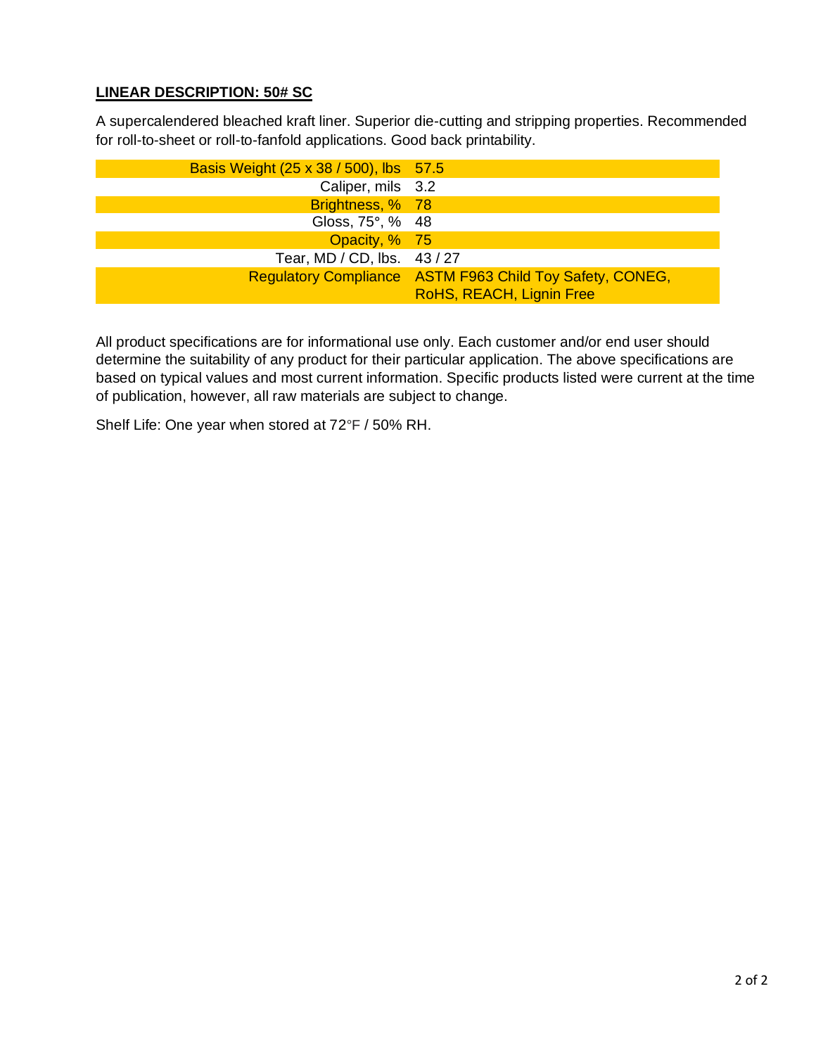**LINEAR DESCRIPTION: 50# SC**

A supercalendered bleached kraft liner. Superior die-cutting and stripping properties. Recommended for roll-to-sheet or roll-to-fanfold applications. Good back printability.

| | |
|---|---|
| Basis Weight (25 x 38 / 500), lbs | 57.5 |
| Caliper, mils | 3.2 |
| Brightness, % | 78 |
| Gloss, 75°, % | 48 |
| Opacity, % | 75 |
| Tear, MD / CD, lbs. | 43 / 27 |
| Regulatory Compliance | ASTM F963 Child Toy Safety, CONEG, RoHS, REACH, Lignin Free |

All product specifications are for informational use only. Each customer and/or end user should determine the suitability of any product for their particular application. The above specifications are based on typical values and most current information. Specific products listed were current at the time of publication, however, all raw materials are subject to change.

Shelf Life: One year when stored at 72°F / 50% RH.